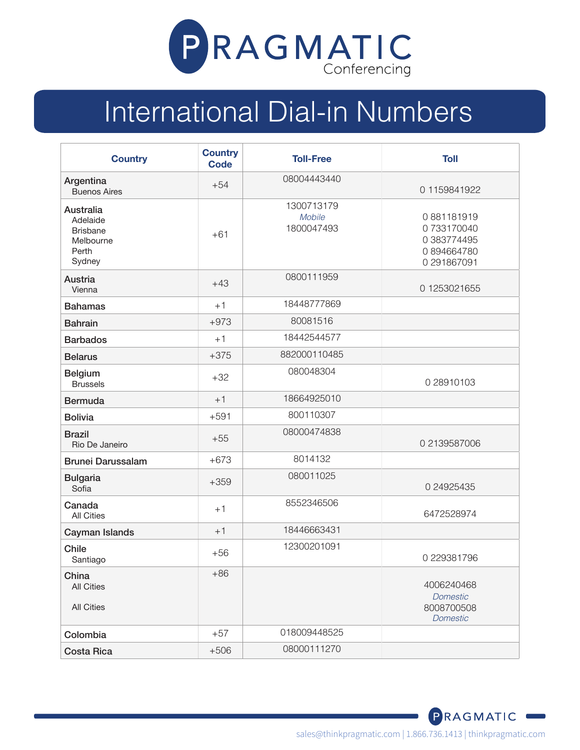# PRAGMATIC Conferencing

## International Dial-in Numbers

| Country | Country Code | Toll-Free | Toll |
|---|---|---|---|
| Argentina<br>Buenos Aires | +54 | 08004443440 | 0 1159841922 |
| Australia<br>Adelaide<br>Brisbane<br>Melbourne<br>Perth<br>Sydney | +61 | 1300713179<br>*Mobile*<br>1800047493 | 0 881181919<br>0 733170040<br>0 383774495<br>0 894664780<br>0 291867091 |
| Austria<br>Vienna | +43 | 0800111959 | 0 1253021655 |
| Bahamas | +1 | 18448777869 | |
| Bahrain | +973 | 80081516 | |
| Barbados | +1 | 18442544577 | |
| Belarus | +375 | 882000110485 | |
| Belgium<br>Brussels | +32 | 080048304 | 0 28910103 |
| Bermuda | +1 | 18664925010 | |
| Bolivia | +591 | 800110307 | |
| Brazil<br>Rio De Janeiro | +55 | 08000474838 | 0 2139587006 |
| Brunei Darussalam | +673 | 8014132 | |
| Bulgaria<br>Sofia | +359 | 080011025 | 0 24925435 |
| Canada<br>All Cities | +1 | 8552346506 | 6472528974 |
| Cayman Islands | +1 | 18446663431 | |
| Chile<br>Santiago | +56 | 12300201091 | 0 229381796 |
| China<br>All Cities<br>All Cities | +86 | | 4006240468<br>*Domestic*<br>8008700508<br>*Domestic* |
| Colombia | +57 | 018009448525 | |
| Costa Rica | +506 | 08000111270 | |

sales@thinkpragmatic.com | 1.866.736.1413 | thinkpragmatic.com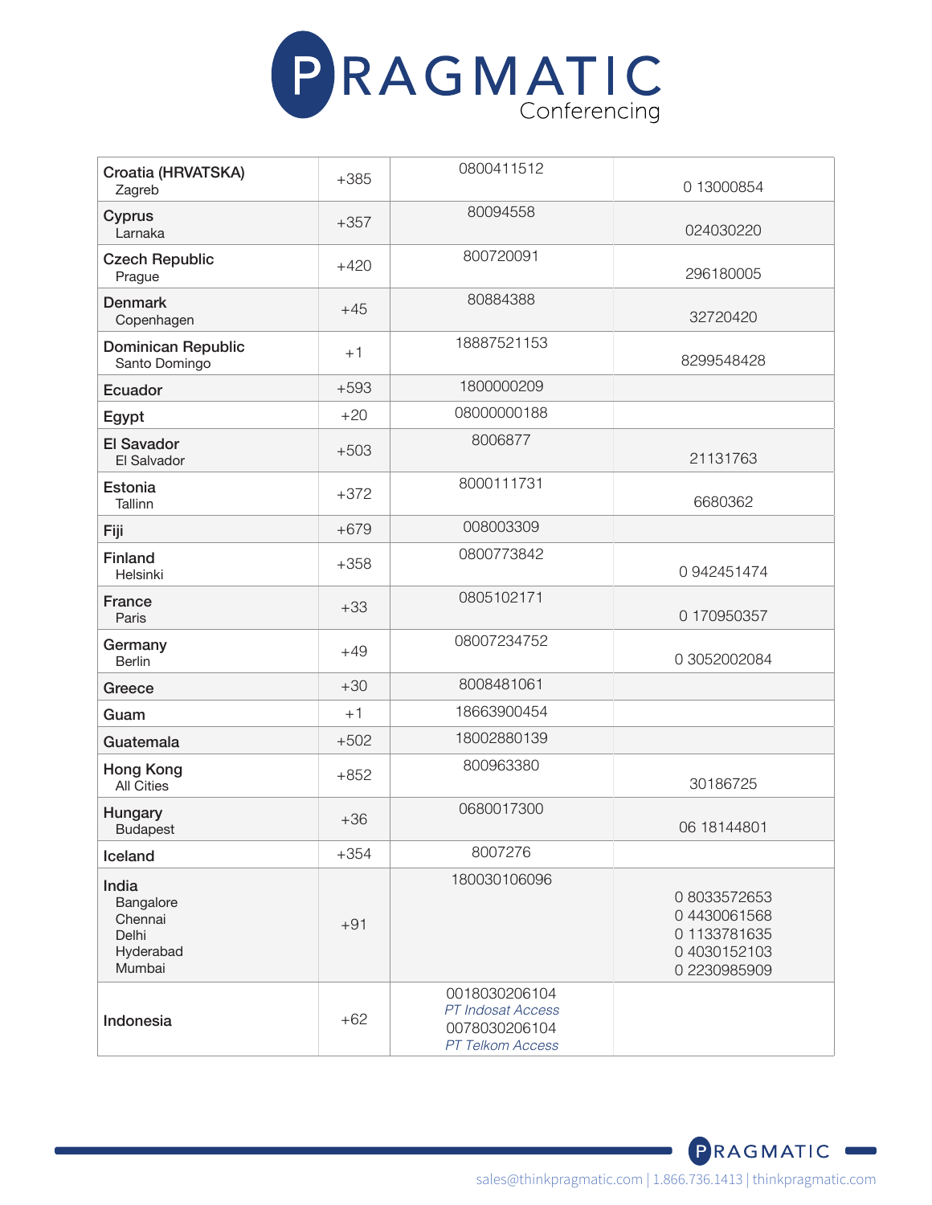# PRAGMATIC Conferencing

| Country | Code | Toll-Free | Local |
|---|---|---|---|
| **Croatia (HRVATSKA)**<br>Zagreb | +385 | 0800411512 | 0 13000854 |
| **Cyprus**<br>Larnaka | +357 | 80094558 | 024030220 |
| **Czech Republic**<br>Prague | +420 | 800720091 | 296180005 |
| **Denmark**<br>Copenhagen | +45 | 80884388 | 32720420 |
| **Dominican Republic**<br>Santo Domingo | +1 | 18887521153 | 8299548428 |
| **Ecuador** | +593 | 1800000209 | |
| **Egypt** | +20 | 08000000188 | |
| **El Savador**<br>El Salvador | +503 | 8006877 | 21131763 |
| **Estonia**<br>Tallinn | +372 | 8000111731 | 6680362 |
| **Fiji** | +679 | 008003309 | |
| **Finland**<br>Helsinki | +358 | 0800773842 | 0 942451474 |
| **France**<br>Paris | +33 | 0805102171 | 0 170950357 |
| **Germany**<br>Berlin | +49 | 08007234752 | 0 3052002084 |
| **Greece** | +30 | 8008481061 | |
| **Guam** | +1 | 18663900454 | |
| **Guatemala** | +502 | 18002880139 | |
| **Hong Kong**<br>All Cities | +852 | 800963380 | 30186725 |
| **Hungary**<br>Budapest | +36 | 0680017300 | 06 18144801 |
| **Iceland** | +354 | 8007276 | |
| **India**<br>Bangalore<br>Chennai<br>Delhi<br>Hyderabad<br>Mumbai | +91 | 180030106096 | 0 8033572653<br>0 4430061568<br>0 1133781635<br>0 4030152103<br>0 2230985909 |
| **Indonesia** | +62 | 0018030206104<br>*PT Indosat Access*<br>0078030206104<br>*PT Telkom Access* | |

sales@thinkpragmatic.com | 1.866.736.1413 | thinkpragmatic.com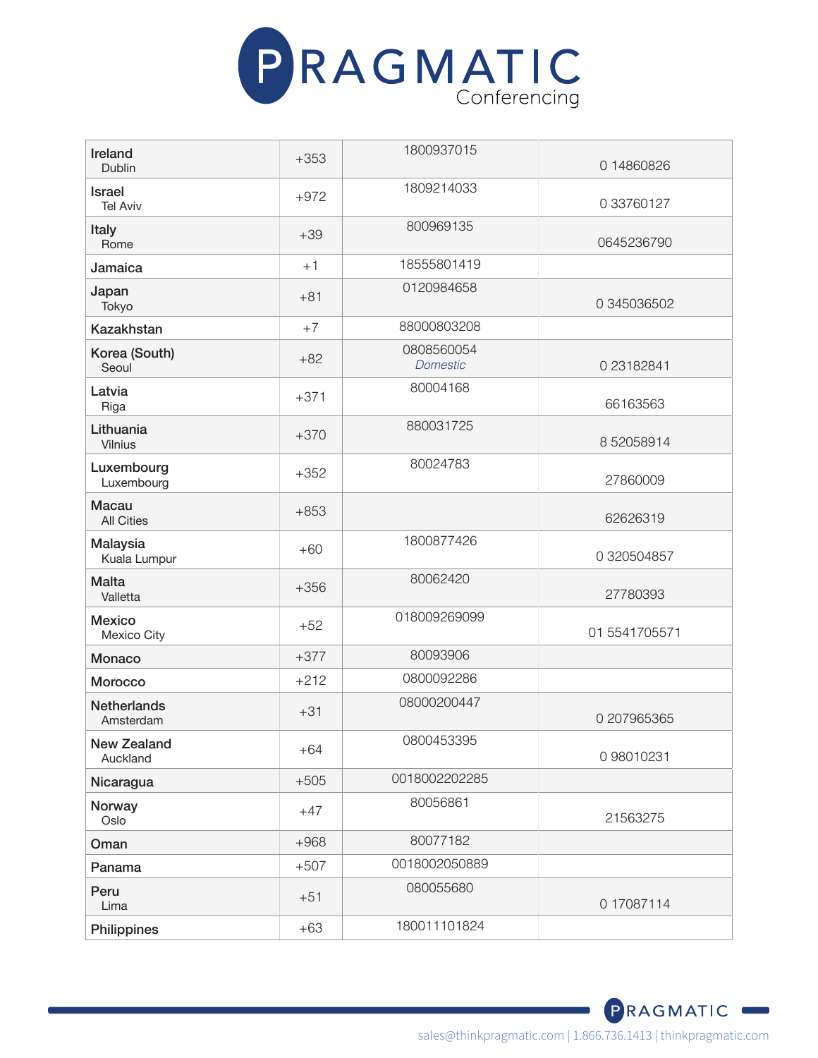# PRAGMATIC Conferencing

| | | | |
|---|---|---|---|
| **Ireland**<br>Dublin | +353 | 1800937015 | 0 14860826 |
| **Israel**<br>Tel Aviv | +972 | 1809214033 | 0 33760127 |
| **Italy**<br>Rome | +39 | 800969135 | 0645236790 |
| **Jamaica** | +1 | 18555801419 | |
| **Japan**<br>Tokyo | +81 | 0120984658 | 0 345036502 |
| **Kazakhstan** | +7 | 88000803208 | |
| **Korea (South)**<br>Seoul | +82 | 0808560054<br>*Domestic* | 0 23182841 |
| **Latvia**<br>Riga | +371 | 80004168 | 66163563 |
| **Lithuania**<br>Vilnius | +370 | 880031725 | 8 52058914 |
| **Luxembourg**<br>Luxembourg | +352 | 80024783 | 27860009 |
| **Macau**<br>All Cities | +853 | | 62626319 |
| **Malaysia**<br>Kuala Lumpur | +60 | 1800877426 | 0 320504857 |
| **Malta**<br>Valletta | +356 | 80062420 | 27780393 |
| **Mexico**<br>Mexico City | +52 | 018009269099 | 01 5541705571 |
| **Monaco** | +377 | 80093906 | |
| **Morocco** | +212 | 0800092286 | |
| **Netherlands**<br>Amsterdam | +31 | 08000200447 | 0 207965365 |
| **New Zealand**<br>Auckland | +64 | 0800453395 | 0 98010231 |
| **Nicaragua** | +505 | 0018002202285 | |
| **Norway**<br>Oslo | +47 | 80056861 | 21563275 |
| **Oman** | +968 | 80077182 | |
| **Panama** | +507 | 0018002050889 | |
| **Peru**<br>Lima | +51 | 080055680 | 0 17087114 |
| **Philippines** | +63 | 180011101824 | |

PRAGMATIC

sales@thinkpragmatic.com | 1.866.736.1413 | thinkpragmatic.com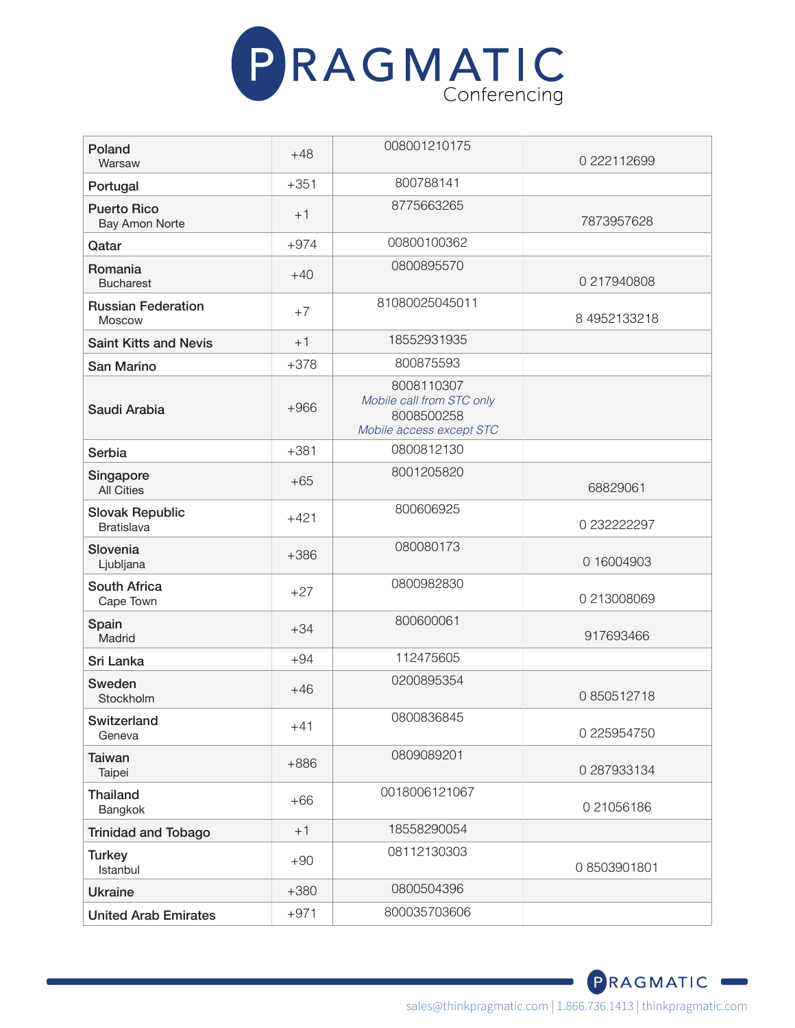# PRAGMATIC Conferencing

| Country | Code | Toll-Free | Local |
|---|---|---|---|
| **Poland** Warsaw | +48 | 008001210175 | 0 222112699 |
| **Portugal** | +351 | 800788141 | |
| **Puerto Rico** Bay Amon Norte | +1 | 8775663265 | 7873957628 |
| **Qatar** | +974 | 00800100362 | |
| **Romania** Bucharest | +40 | 0800895570 | 0 217940808 |
| **Russian Federation** Moscow | +7 | 81080025045011 | 8 4952133218 |
| **Saint Kitts and Nevis** | +1 | 18552931935 | |
| **San Marino** | +378 | 800875593 | |
| **Saudi Arabia** | +966 | 8008110307 *Mobile call from STC only* 8008500258 *Mobile access except STC* | |
| **Serbia** | +381 | 0800812130 | |
| **Singapore** All Cities | +65 | 8001205820 | 68829061 |
| **Slovak Republic** Bratislava | +421 | 800606925 | 0 232222297 |
| **Slovenia** Ljubljana | +386 | 080080173 | 0 16004903 |
| **South Africa** Cape Town | +27 | 0800982830 | 0 213008069 |
| **Spain** Madrid | +34 | 800600061 | 917693466 |
| **Sri Lanka** | +94 | 112475605 | |
| **Sweden** Stockholm | +46 | 0200895354 | 0 850512718 |
| **Switzerland** Geneva | +41 | 0800836845 | 0 225954750 |
| **Taiwan** Taipei | +886 | 0809089201 | 0 287933134 |
| **Thailand** Bangkok | +66 | 0018006121067 | 0 21056186 |
| **Trinidad and Tobago** | +1 | 18558290054 | |
| **Turkey** Istanbul | +90 | 08112130303 | 0 8503901801 |
| **Ukraine** | +380 | 0800504396 | |
| **United Arab Emirates** | +971 | 800035703606 | |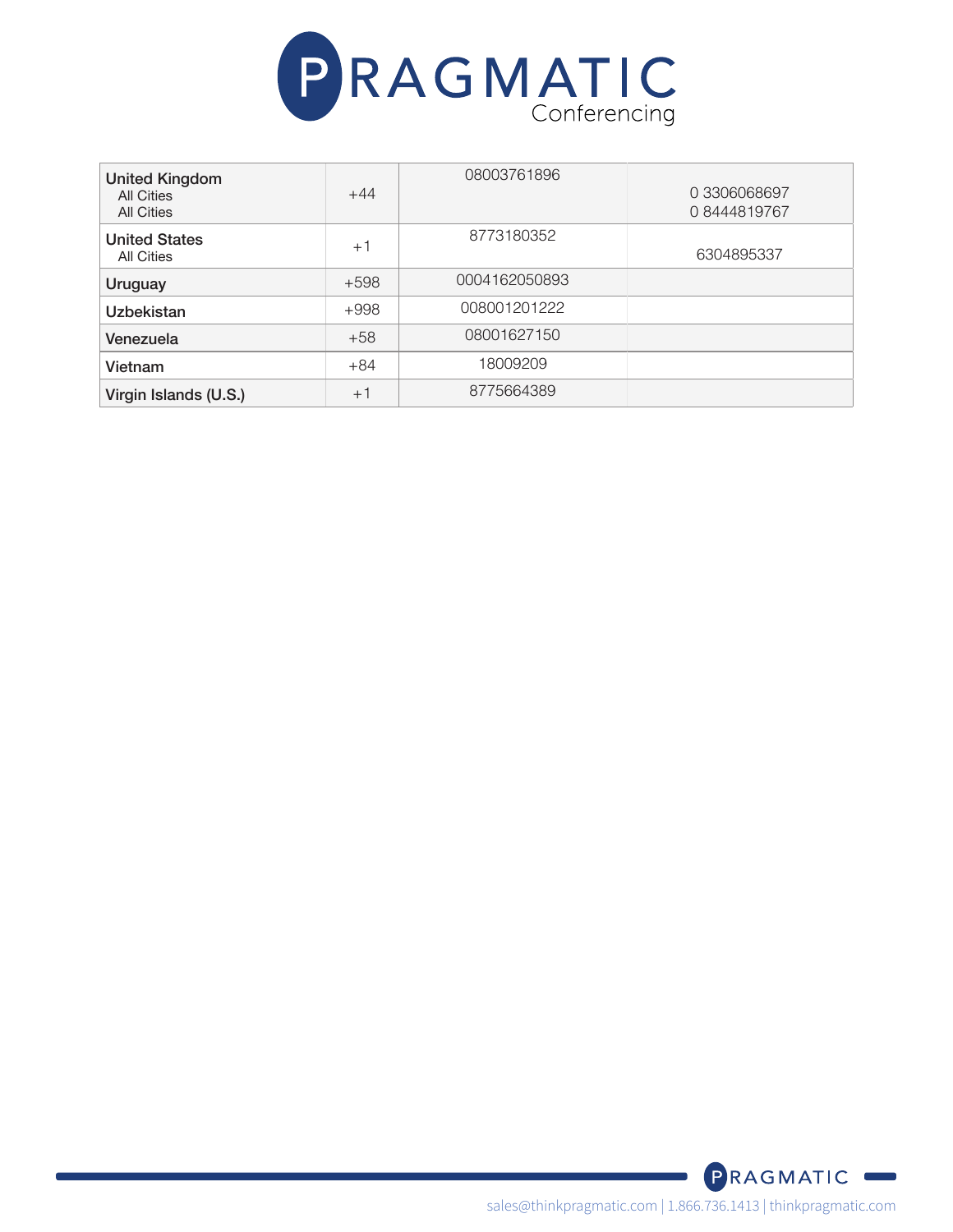# PRAGMATIC Conferencing

| | | | |
|---|---|---|---|
| **United Kingdom**<br>All Cities<br>All Cities | +44 | 08003761896 | 0 3306068697<br>0 8444819767 |
| **United States**<br>All Cities | +1 | 8773180352 | 6304895337 |
| **Uruguay** | +598 | 0004162050893 | |
| **Uzbekistan** | +998 | 008001201222 | |
| **Venezuela** | +58 | 08001627150 | |
| **Vietnam** | +84 | 18009209 | |
| **Virgin Islands (U.S.)** | +1 | 8775664389 | |

PRAGMATIC

sales@thinkpragmatic.com | 1.866.736.1413 | thinkpragmatic.com